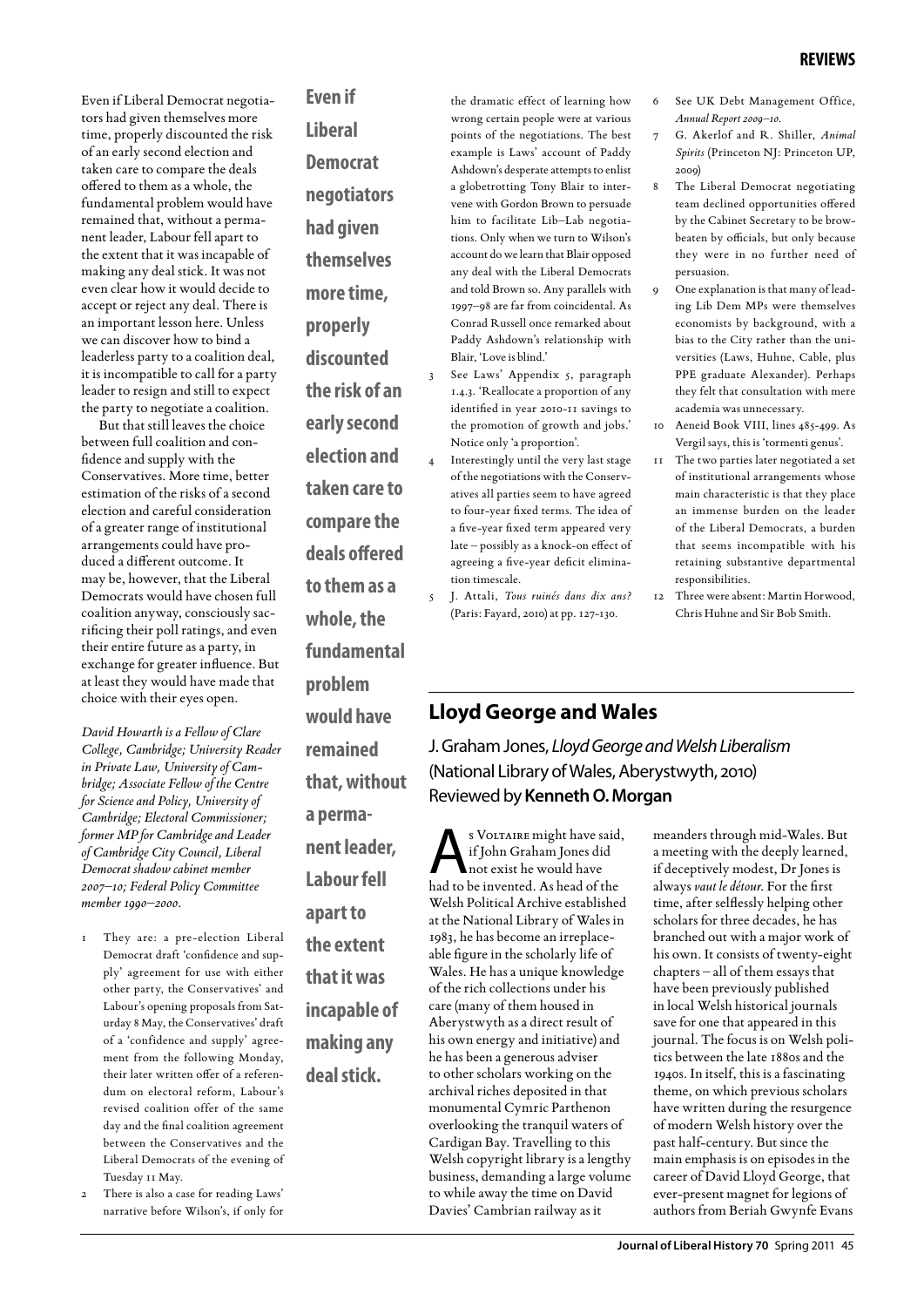Even if Liberal Democrat negotiators had given themselves more time, properly discounted the risk of an early second election and taken care to compare the deals offered to them as a whole, the fundamental problem would have remained that, without a permanent leader, Labour fell apart to the extent that it was incapable of making any deal stick. It was not even clear how it would decide to accept or reject any deal. There is an important lesson here. Unless we can discover how to bind a leaderless party to a coalition deal, it is incompatible to call for a party leader to resign and still to expect the party to negotiate a coalition.

But that still leaves the choice between full coalition and confidence and supply with the Conservatives. More time, better estimation of the risks of a second election and careful consideration of a greater range of institutional arrangements could have produced a different outcome. It may be, however, that the Liberal Democrats would have chosen full coalition anyway, consciously sacrificing their poll ratings, and even their entire future as a party, in exchange for greater influence. But at least they would have made that choice with their eyes open.

*David Howarth is a Fellow of Clare College, Cambridge; University Reader in Private Law, University of Cambridge; Associate Fellow of the Centre for Science and Policy, University of Cambridge; Electoral Commissioner; former MP for Cambridge and Leader of Cambridge City Council, Liberal Democrat shadow cabinet member 2007–10; Federal Policy Committee member 1990–2000.*

**Even if Liberal Democrat negotiators had given themselves more time, properly discounted the risk of an early second election and taken care to compare the deals offered to them as a whole, the fundamental problem would have remained that, without a permanent leader, Labour fell apart to the extent that it was incapable of making any deal stick.**

1. They are: a pre-election Liberal Democrat draft 'confidence and supply' agreement for use with either other party, the Conservatives' and Labour's opening proposals from Saturday 8 May, the Conservatives' draft of a 'confidence and supply' agreement from the following Monday, their later written offer of a referendum on electoral reform, Labour's revised coalition offer of the same day and the final coalition agreement between the Conservatives and the Liberal Democrats of the evening of Tuesday 11 May.
2. There is also a case for reading Laws' narrative before Wilson's, if only for the dramatic effect of learning how wrong certain people were at various points of the negotiations. The best example is Laws' account of Paddy Ashdown's desperate attempts to enlist a globetrotting Tony Blair to intervene with Gordon Brown to persuade him to facilitate Lib–Lab negotiations. Only when we turn to Wilson's account do we learn that Blair opposed any deal with the Liberal Democrats and told Brown so. Any parallels with 1997–98 are far from coincidental. As Conrad Russell once remarked about Paddy Ashdown's relationship with Blair, 'Love is blind.'
3. See Laws' Appendix 5, paragraph 1.4.3. 'Reallocate a proportion of any identified in year 2010-11 savings to the promotion of growth and jobs.' Notice only 'a proportion'.
4. Interestingly until the very last stage of the negotiations with the Conservatives all parties seem to have agreed to four-year fixed terms. The idea of a five-year fixed term appeared very late – possibly as a knock-on effect of agreeing a five-year deficit elimination timescale.
5. J. Attali, *Tous ruinés dans dix ans?* (Paris: Fayard, 2010) at pp. 127-130.
6. See UK Debt Management Office, *Annual Report 2009–10*.
7. G. Akerlof and R. Shiller, *Animal Spirits* (Princeton NJ: Princeton UP, 2009)
8. The Liberal Democrat negotiating team declined opportunities offered by the Cabinet Secretary to be browbeaten by officials, but only because they were in no further need of persuasion.
9. One explanation is that many of leading Lib Dem MPs were themselves economists by background, with a bias to the City rather than the universities (Laws, Huhne, Cable, plus PPE graduate Alexander). Perhaps they felt that consultation with mere academia was unnecessary.
10. Aeneid Book VIII, lines 485-499. As Vergil says, this is 'tormenti genus'.
11. The two parties later negotiated a set of institutional arrangements whose main characteristic is that they place an immense burden on the leader of the Liberal Democrats, a burden that seems incompatible with his retaining substantive departmental responsibilities.
12. Three were absent: Martin Horwood, Chris Huhne and Sir Bob Smith.

## Lloyd George and Wales

J. Graham Jones, *Lloyd George and Welsh Liberalism* (National Library of Wales, Aberystwyth, 2010)
Reviewed by **Kenneth O. Morgan**

As Voltaire might have said, if John Graham Jones did not exist he would have had to be invented. As head of the Welsh Political Archive established at the National Library of Wales in 1983, he has become an irreplaceable figure in the scholarly life of Wales. He has a unique knowledge of the rich collections under his care (many of them housed in Aberystwyth as a direct result of his own energy and initiative) and he has been a generous adviser to other scholars working on the archival riches deposited in that monumental Cymric Parthenon overlooking the tranquil waters of Cardigan Bay. Travelling to this Welsh copyright library is a lengthy business, demanding a large volume to while away the time on David Davies' Cambrian railway as it meanders through mid-Wales. But a meeting with the deeply learned, if deceptively modest, Dr Jones is always *vaut le détour*. For the first time, after selflessly helping other scholars for three decades, he has branched out with a major work of his own. It consists of twenty-eight chapters – all of them essays that have been previously published in local Welsh historical journals save for one that appeared in this journal. The focus is on Welsh politics between the late 1880s and the 1940s. In itself, this is a fascinating theme, on which previous scholars have written during the resurgence of modern Welsh history over the past half-century. But since the main emphasis is on episodes in the career of David Lloyd George, that ever-present magnet for legions of authors from Beriah Gwynfe Evans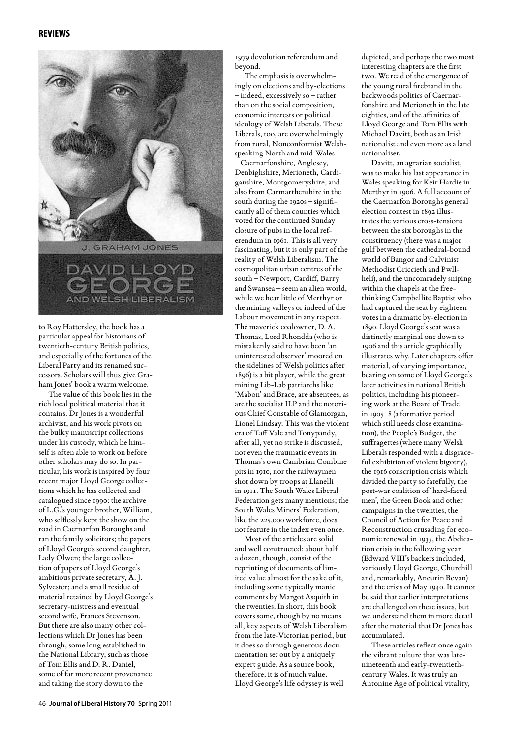to Roy Hattersley, the book has a particular appeal for historians of twentieth-century British politics, and especially of the fortunes of the Liberal Party and its renamed successors. Scholars will thus give Graham Jones' book a warm welcome.

The value of this book lies in the rich local political material that it contains. Dr Jones is a wonderful archivist, and his work pivots on the bulky manuscript collections under his custody, which he himself is often able to work on before other scholars may do so. In particular, his work is inspired by four recent major Lloyd George collections which he has collected and catalogued since 1990: the archive of L.G.'s younger brother, William, who selflessly kept the show on the road in Caernarfon Boroughs and ran the family solicitors; the papers of Lloyd George's second daughter, Lady Olwen; the large collection of papers of Lloyd George's ambitious private secretary, A. J. Sylvester; and a small residue of material retained by Lloyd George's secretary-mistress and eventual second wife, Frances Stevenson. But there are also many other collections which Dr Jones has been through, some long established in the National Library, such as those of Tom Ellis and D. R. Daniel, some of far more recent provenance and taking the story down to the 1979 devolution referendum and beyond.

The emphasis is overwhelmingly on elections and by-elections – indeed, excessively so – rather than on the social composition, economic interests or political ideology of Welsh Liberals. These Liberals, too, are overwhelmingly from rural, Nonconformist Welsh-speaking North and mid-Wales – Caernarfonshire, Anglesey, Denbighshire, Merioneth, Cardiganshire, Montgomeryshire, and also from Carmarthenshire in the south during the 1920s – significantly all of them counties which voted for the continued Sunday closure of pubs in the local referendum in 1961. This is all very fascinating, but it is only part of the reality of Welsh Liberalism. The cosmopolitan urban centres of the south – Newport, Cardiff, Barry and Swansea – seem an alien world, while we hear little of Merthyr or the mining valleys or indeed of the Labour movement in any respect. The maverick coalowner, D. A. Thomas, Lord Rhondda (who is mistakenly said to have been 'an uninterested observer' moored on the sidelines of Welsh politics after 1896) is a bit player, while the great mining Lib-Lab patriarchs like 'Mabon' and Brace, are absentees, as are the socialist ILP and the notorious Chief Constable of Glamorgan, Lionel Lindsay. This was the violent era of Taff Vale and Tonypandy, after all, yet no strike is discussed, not even the traumatic events in Thomas's own Cambrian Combine pits in 1910, nor the railwaymen shot down by troops at Llanelli in 1911. The South Wales Liberal Federation gets many mentions; the South Wales Miners' Federation, like the 225,000 workforce, does not feature in the index even once.

Most of the articles are solid and well constructed: about half a dozen, though, consist of the reprinting of documents of limited value almost for the sake of it, including some typically manic comments by Margot Asquith in the twenties. In short, this book covers some, though by no means all, key aspects of Welsh Liberalism from the late-Victorian period, but it does so through generous documentation set out by a uniquely expert guide. As a source book, therefore, it is of much value. Lloyd George's life odyssey is well depicted, and perhaps the two most interesting chapters are the first two. We read of the emergence of the young rural firebrand in the backwoods politics of Caernarfonshire and Merioneth in the late eighties, and of the affinities of Lloyd George and Tom Ellis with Michael Davitt, both as an Irish nationalist and even more as a land nationaliser.

Davitt, an agrarian socialist, was to make his last appearance in Wales speaking for Keir Hardie in Merthyr in 1906. A full account of the Caernarfon Boroughs general election contest in 1892 illustrates the various cross-tensions between the six boroughs in the constituency (there was a major gulf between the cathedral-bound world of Bangor and Calvinist Methodist Criccieth and Pwllheli), and the uncomradely sniping within the chapels at the free-thinking Campbellite Baptist who had captured the seat by eighteen votes in a dramatic by-election in 1890. Lloyd George's seat was a distinctly marginal one down to 1906 and this article graphically illustrates why. Later chapters offer material, of varying importance, bearing on some of Lloyd George's later activities in national British politics, including his pioneering work at the Board of Trade in 1905–8 (a formative period which still needs close examination), the People's Budget, the suffragettes (where many Welsh Liberals responded with a disgraceful exhibition of violent bigotry), the 1916 conscription crisis which divided the party so fatefully, the post-war coalition of 'hard-faced men', the Green Book and other campaigns in the twenties, the Council of Action for Peace and Reconstruction crusading for economic renewal in 1935, the Abdication crisis in the following year (Edward VIII's backers included, variously Lloyd George, Churchill and, remarkably, Aneurin Bevan) and the crisis of May 1940. It cannot be said that earlier interpretations are challenged on these issues, but we understand them in more detail after the material that Dr Jones has accumulated.

These articles reflect once again the vibrant culture that was late-nineteenth and early-twentieth-century Wales. It was truly an Antonine Age of political vitality,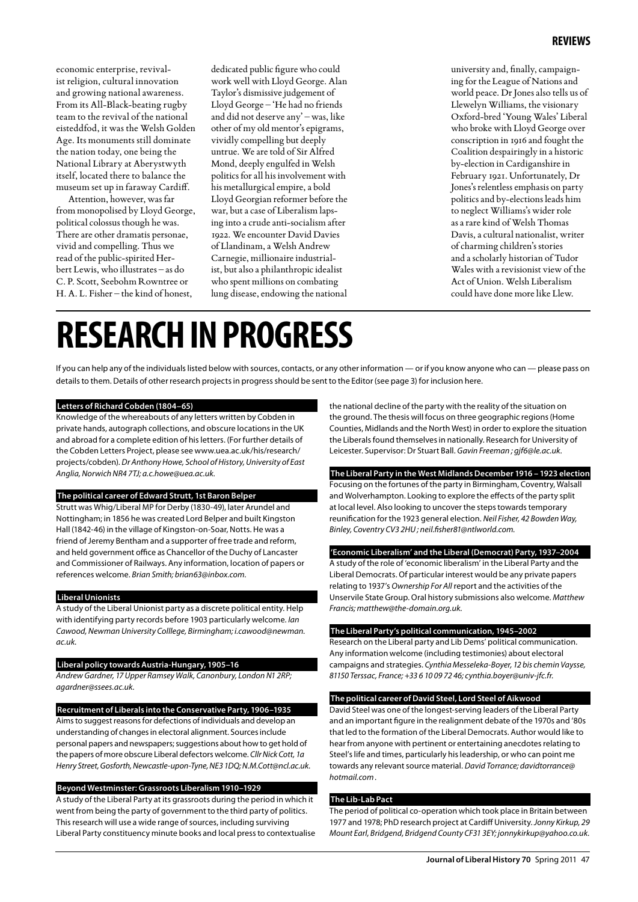economic enterprise, revivalist religion, cultural innovation and growing national awareness. From its All-Black-beating rugby team to the revival of the national eisteddfod, it was the Welsh Golden Age. Its monuments still dominate the nation today, one being the National Library at Aberystwyth itself, located there to balance the museum set up in faraway Cardiff.

Attention, however, was far from monopolised by Lloyd George, political colossus though he was. There are other dramatis personae, vivid and compelling. Thus we read of the public-spirited Herbert Lewis, who illustrates – as do C. P. Scott, Seebohm Rowntree or H. A. L. Fisher – the kind of honest, dedicated public figure who could work well with Lloyd George. Alan Taylor's dismissive judgement of Lloyd George – 'He had no friends and did not deserve any' – was, like other of my old mentor's epigrams, vividly compelling but deeply untrue. We are told of Sir Alfred Mond, deeply engulfed in Welsh politics for all his involvement with his metallurgical empire, a bold Lloyd Georgian reformer before the war, but a case of Liberalism lapsing into a crude anti-socialism after 1922. We encounter David Davies of Llandinam, a Welsh Andrew Carnegie, millionaire industrialist, but also a philanthropic idealist who spent millions on combating lung disease, endowing the national university and, finally, campaigning for the League of Nations and world peace. Dr Jones also tells us of Llewelyn Williams, the visionary Oxford-bred 'Young Wales' Liberal who broke with Lloyd George over conscription in 1916 and fought the Coalition despairingly in a historic by-election in Cardiganshire in February 1921. Unfortunately, Dr Jones's relentless emphasis on party politics and by-elections leads him to neglect Williams's wider role as a rare kind of Welsh Thomas Davis, a cultural nationalist, writer of charming children's stories and a scholarly historian of Tudor Wales with a revisionist view of the Act of Union. Welsh Liberalism could have done more like Llew.

# RESEARCH IN PROGRESS

If you can help any of the individuals listed below with sources, contacts, or any other information — or if you know anyone who can — please pass on details to them. Details of other research projects in progress should be sent to the Editor (see page 3) for inclusion here.

### Letters of Richard Cobden (1804–65)

Knowledge of the whereabouts of any letters written by Cobden in private hands, autograph collections, and obscure locations in the UK and abroad for a complete edition of his letters. (For further details of the Cobden Letters Project, please see www.uea.ac.uk/his/research/projects/cobden). *Dr Anthony Howe, School of History, University of East Anglia, Norwich NR4 7TJ; a.c.howe@uea.ac.uk.*

### The political career of Edward Strutt, 1st Baron Belper

Strutt was Whig/Liberal MP for Derby (1830-49), later Arundel and Nottingham; in 1856 he was created Lord Belper and built Kingston Hall (1842-46) in the village of Kingston-on-Soar, Notts. He was a friend of Jeremy Bentham and a supporter of free trade and reform, and held government office as Chancellor of the Duchy of Lancaster and Commissioner of Railways. Any information, location of papers or references welcome. *Brian Smith; brian63@inbox.com.*

### Liberal Unionists

A study of the Liberal Unionist party as a discrete political entity. Help with identifying party records before 1903 particularly welcome. *Ian Cawood, Newman University Colllege, Birmingham; i.cawood@newman.ac.uk.*

### Liberal policy towards Austria-Hungary, 1905–16

*Andrew Gardner, 17 Upper Ramsey Walk, Canonbury, London N1 2RP; agardner@ssees.ac.uk.*

### Recruitment of Liberals into the Conservative Party, 1906–1935

Aims to suggest reasons for defections of individuals and develop an understanding of changes in electoral alignment. Sources include personal papers and newspapers; suggestions about how to get hold of the papers of more obscure Liberal defectors welcome. *Cllr Nick Cott, 1a Henry Street, Gosforth, Newcastle-upon-Tyne, NE3 1DQ; N.M.Cott@ncl.ac.uk.*

### Beyond Westminster: Grassroots Liberalism 1910–1929

A study of the Liberal Party at its grassroots during the period in which it went from being the party of government to the third party of politics. This research will use a wide range of sources, including surviving Liberal Party constituency minute books and local press to contextualise the national decline of the party with the reality of the situation on the ground. The thesis will focus on three geographic regions (Home Counties, Midlands and the North West) in order to explore the situation the Liberals found themselves in nationally. Research for University of Leicester. Supervisor: Dr Stuart Ball. *Gavin Freeman ; gjf6@le.ac.uk.*

### The Liberal Party in the West Midlands December 1916 – 1923 election

Focusing on the fortunes of the party in Birmingham, Coventry, Walsall and Wolverhampton. Looking to explore the effects of the party split at local level. Also looking to uncover the steps towards temporary reunification for the 1923 general election. *Neil Fisher, 42 Bowden Way, Binley, Coventry CV3 2HU ; neil.fisher81@ntlworld.com.*

### 'Economic Liberalism' and the Liberal (Democrat) Party, 1937–2004

A study of the role of 'economic liberalism' in the Liberal Party and the Liberal Democrats. Of particular interest would be any private papers relating to 1937's *Ownership For All* report and the activities of the Unservile State Group. Oral history submissions also welcome. *Matthew Francis; matthew@the-domain.org.uk.*

### The Liberal Party's political communication, 1945–2002

Research on the Liberal party and Lib Dems' political communication. Any information welcome (including testimonies) about electoral campaigns and strategies. *Cynthia Messeleka-Boyer, 12 bis chemin Vaysse, 81150 Terssac, France; +33 6 10 09 72 46; cynthia.boyer@univ-jfc.fr.*

### The political career of David Steel, Lord Steel of Aikwood

David Steel was one of the longest-serving leaders of the Liberal Party and an important figure in the realignment debate of the 1970s and '80s that led to the formation of the Liberal Democrats. Author would like to hear from anyone with pertinent or entertaining anecdotes relating to Steel's life and times, particularly his leadership, or who can point me towards any relevant source material. *David Torrance; davidtorrance@hotmail.com .*

### The Lib-Lab Pact

The period of political co-operation which took place in Britain between 1977 and 1978; PhD research project at Cardiff University. *Jonny Kirkup, 29 Mount Earl, Bridgend, Bridgend County CF31 3EY; jonnykirkup@yahoo.co.uk.*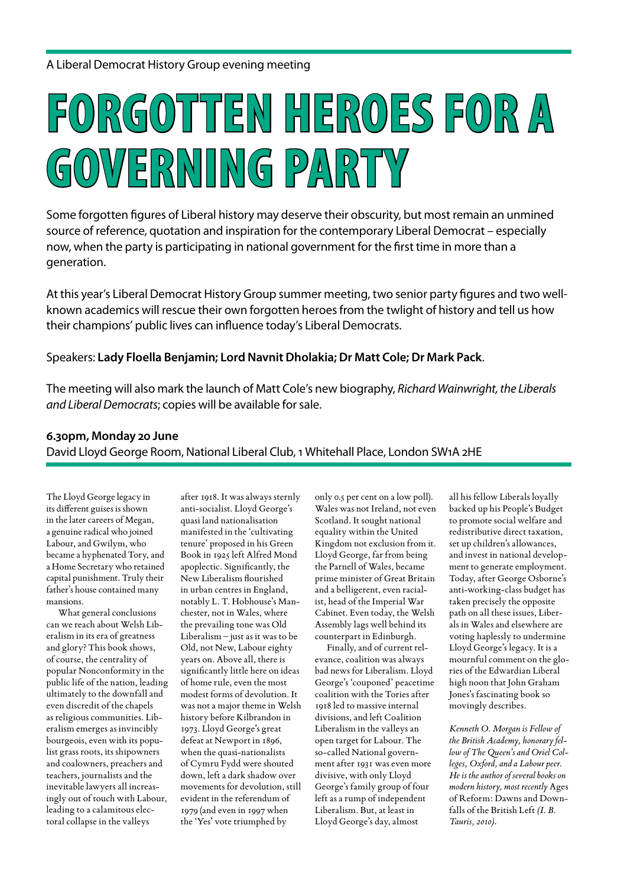A Liberal Democrat History Group evening meeting

# FORGOTTEN HEROES FOR A GOVERNING PARTY

Some forgotten figures of Liberal history may deserve their obscurity, but most remain an unmined source of reference, quotation and inspiration for the contemporary Liberal Democrat – especially now, when the party is participating in national government for the first time in more than a generation.

At this year's Liberal Democrat History Group summer meeting, two senior party figures and two well-known academics will rescue their own forgotten heroes from the twlight of history and tell us how their champions' public lives can influence today's Liberal Democrats.

Speakers: **Lady Floella Benjamin; Lord Navnit Dholakia; Dr Matt Cole; Dr Mark Pack**.

The meeting will also mark the launch of Matt Cole's new biography, *Richard Wainwright, the Liberals and Liberal Democrats*; copies will be available for sale.

**6.30pm, Monday 20 June**
David Lloyd George Room, National Liberal Club, 1 Whitehall Place, London SW1A 2HE

---

The Lloyd George legacy in its different guises is shown in the later careers of Megan, a genuine radical who joined Labour, and Gwilym, who became a hyphenated Tory, and a Home Secretary who retained capital punishment. Truly their father's house contained many mansions.

What general conclusions can we reach about Welsh Liberalism in its era of greatness and glory? This book shows, of course, the centrality of popular Nonconformity in the public life of the nation, leading ultimately to the downfall and even discredit of the chapels as religious communities. Liberalism emerges as invincibly bourgeois, even with its populist grass roots, its shipowners and coalowners, preachers and teachers, journalists and the inevitable lawyers all increasingly out of touch with Labour, leading to a calamitous electoral collapse in the valleys after 1918. It was always sternly anti-socialist. Lloyd George's quasi land nationalisation manifested in the 'cultivating tenure' proposed in his Green Book in 1925 left Alfred Mond apoplectic. Significantly, the New Liberalism flourished in urban centres in England, notably L. T. Hobhouse's Manchester, not in Wales, where the prevailing tone was Old Liberalism – just as it was to be Old, not New, Labour eighty years on. Above all, there is significantly little here on ideas of home rule, even the most modest forms of devolution. It was not a major theme in Welsh history before Kilbrandon in 1973. Lloyd George's great defeat at Newport in 1896, when the quasi-nationalists of Cymru Fydd were shouted down, left a dark shadow over movements for devolution, still evident in the referendum of 1979 (and even in 1997 when the 'Yes' vote triumphed by only 0.5 per cent on a low poll). Wales was not Ireland, not even Scotland. It sought national equality within the United Kingdom not exclusion from it. Lloyd George, far from being the Parnell of Wales, became prime minister of Great Britain and a belligerent, even racialist, head of the Imperial War Cabinet. Even today, the Welsh Assembly lags well behind its counterpart in Edinburgh.

Finally, and of current relevance, coalition was always bad news for Liberalism. Lloyd George's 'couponed' peacetime coalition with the Tories after 1918 led to massive internal divisions, and left Coalition Liberalism in the valleys an open target for Labour. The so-called National government after 1931 was even more divisive, with only Lloyd George's family group of four left as a rump of independent Liberalism. But, at least in Lloyd George's day, almost all his fellow Liberals loyally backed up his People's Budget to promote social welfare and redistributive direct taxation, set up children's allowances, and invest in national development to generate employment. Today, after George Osborne's anti-working-class budget has taken precisely the opposite path on all these issues, Liberals in Wales and elsewhere are voting haplessly to undermine Lloyd George's legacy. It is a mournful comment on the glories of the Edwardian Liberal high noon that John Graham Jones's fascinating book so movingly describes.

*Kenneth O. Morgan is Fellow of the British Academy, honorary fellow of The Queen's and Oriel Colleges, Oxford, and a Labour peer. He is the author of several books on modern history, most recently* Ages of Reform: Dawns and Downfalls of the British Left *(I. B. Tauris, 2010).*